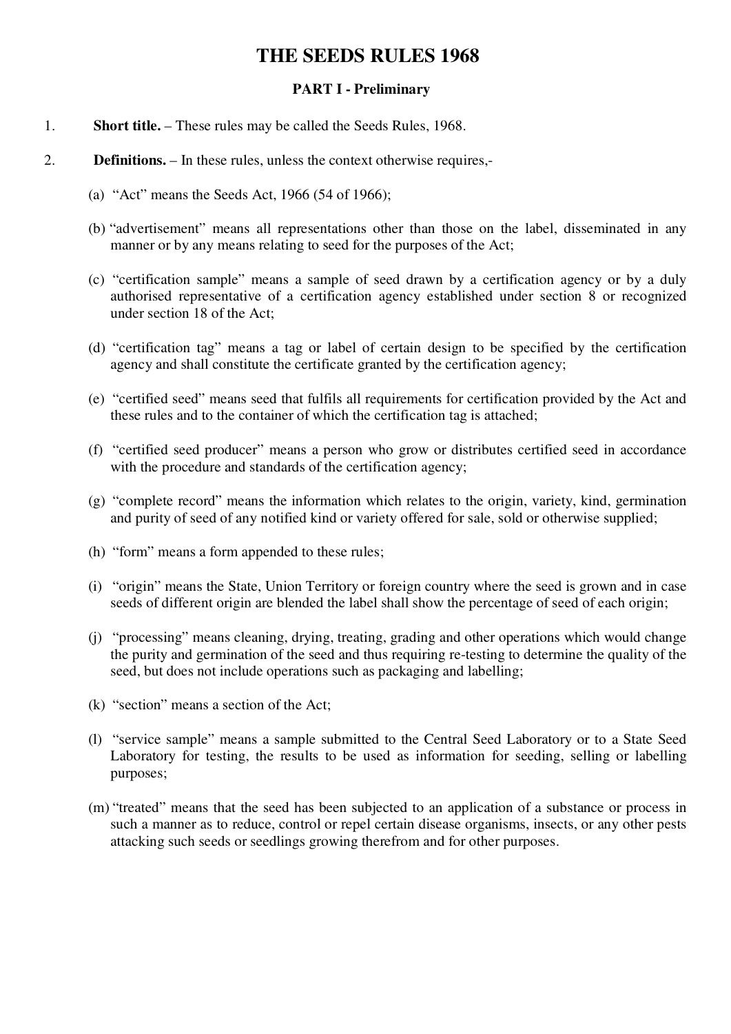# THE SEEDS RULES 1968

## PART I - Preliminary

1. **Short title.** – These rules may be called the Seeds Rules, 1968.

2. **Definitions.** – In these rules, unless the context otherwise requires,-

   (a) "Act" means the Seeds Act, 1966 (54 of 1966);

   (b) "advertisement" means all representations other than those on the label, disseminated in any manner or by any means relating to seed for the purposes of the Act;

   (c) "certification sample" means a sample of seed drawn by a certification agency or by a duly authorised representative of a certification agency established under section 8 or recognized under section 18 of the Act;

   (d) "certification tag" means a tag or label of certain design to be specified by the certification agency and shall constitute the certificate granted by the certification agency;

   (e) "certified seed" means seed that fulfils all requirements for certification provided by the Act and these rules and to the container of which the certification tag is attached;

   (f) "certified seed producer" means a person who grow or distributes certified seed in accordance with the procedure and standards of the certification agency;

   (g) "complete record" means the information which relates to the origin, variety, kind, germination and purity of seed of any notified kind or variety offered for sale, sold or otherwise supplied;

   (h) "form" means a form appended to these rules;

   (i) "origin" means the State, Union Territory or foreign country where the seed is grown and in case seeds of different origin are blended the label shall show the percentage of seed of each origin;

   (j) "processing" means cleaning, drying, treating, grading and other operations which would change the purity and germination of the seed and thus requiring re-testing to determine the quality of the seed, but does not include operations such as packaging and labelling;

   (k) "section" means a section of the Act;

   (l) "service sample" means a sample submitted to the Central Seed Laboratory or to a State Seed Laboratory for testing, the results to be used as information for seeding, selling or labelling purposes;

   (m) "treated" means that the seed has been subjected to an application of a substance or process in such a manner as to reduce, control or repel certain disease organisms, insects, or any other pests attacking such seeds or seedlings growing therefrom and for other purposes.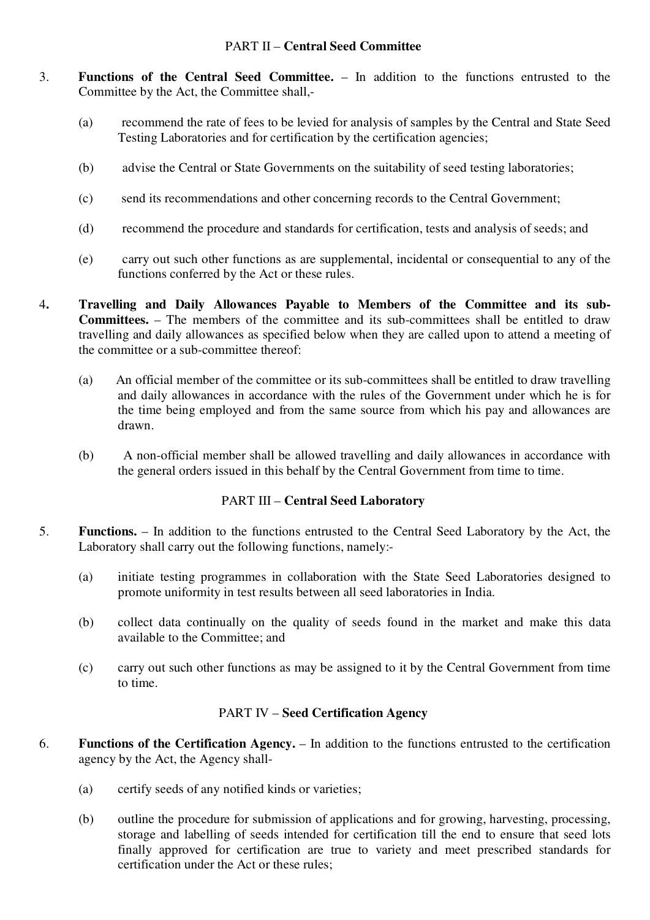## PART II – **Central Seed Committee**

3. **Functions of the Central Seed Committee.** – In addition to the functions entrusted to the Committee by the Act, the Committee shall,-

   (a) recommend the rate of fees to be levied for analysis of samples by the Central and State Seed Testing Laboratories and for certification by the certification agencies;

   (b) advise the Central or State Governments on the suitability of seed testing laboratories;

   (c) send its recommendations and other concerning records to the Central Government;

   (d) recommend the procedure and standards for certification, tests and analysis of seeds; and

   (e) carry out such other functions as are supplemental, incidental or consequential to any of the functions conferred by the Act or these rules.

4. **Travelling and Daily Allowances Payable to Members of the Committee and its sub-Committees.** – The members of the committee and its sub-committees shall be entitled to draw travelling and daily allowances as specified below when they are called upon to attend a meeting of the committee or a sub-committee thereof:

   (a) An official member of the committee or its sub-committees shall be entitled to draw travelling and daily allowances in accordance with the rules of the Government under which he is for the time being employed and from the same source from which his pay and allowances are drawn.

   (b) A non-official member shall be allowed travelling and daily allowances in accordance with the general orders issued in this behalf by the Central Government from time to time.

## PART III – **Central Seed Laboratory**

5. **Functions.** – In addition to the functions entrusted to the Central Seed Laboratory by the Act, the Laboratory shall carry out the following functions, namely:-

   (a) initiate testing programmes in collaboration with the State Seed Laboratories designed to promote uniformity in test results between all seed laboratories in India.

   (b) collect data continually on the quality of seeds found in the market and make this data available to the Committee; and

   (c) carry out such other functions as may be assigned to it by the Central Government from time to time.

## PART IV – **Seed Certification Agency**

6. **Functions of the Certification Agency.** – In addition to the functions entrusted to the certification agency by the Act, the Agency shall-

   (a) certify seeds of any notified kinds or varieties;

   (b) outline the procedure for submission of applications and for growing, harvesting, processing, storage and labelling of seeds intended for certification till the end to ensure that seed lots finally approved for certification are true to variety and meet prescribed standards for certification under the Act or these rules;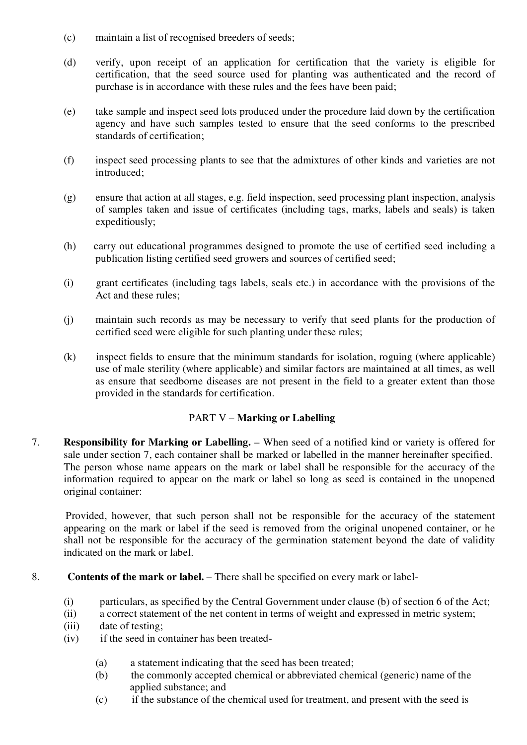(c) maintain a list of recognised breeders of seeds;

(d) verify, upon receipt of an application for certification that the variety is eligible for certification, that the seed source used for planting was authenticated and the record of purchase is in accordance with these rules and the fees have been paid;

(e) take sample and inspect seed lots produced under the procedure laid down by the certification agency and have such samples tested to ensure that the seed conforms to the prescribed standards of certification;

(f) inspect seed processing plants to see that the admixtures of other kinds and varieties are not introduced;

(g) ensure that action at all stages, e.g. field inspection, seed processing plant inspection, analysis of samples taken and issue of certificates (including tags, marks, labels and seals) is taken expeditiously;

(h) carry out educational programmes designed to promote the use of certified seed including a publication listing certified seed growers and sources of certified seed;

(i) grant certificates (including tags labels, seals etc.) in accordance with the provisions of the Act and these rules;

(j) maintain such records as may be necessary to verify that seed plants for the production of certified seed were eligible for such planting under these rules;

(k) inspect fields to ensure that the minimum standards for isolation, roguing (where applicable) use of male sterility (where applicable) and similar factors are maintained at all times, as well as ensure that seedborne diseases are not present in the field to a greater extent than those provided in the standards for certification.

## PART V – **Marking or Labelling**

7. **Responsibility for Marking or Labelling.** – When seed of a notified kind or variety is offered for sale under section 7, each container shall be marked or labelled in the manner hereinafter specified. The person whose name appears on the mark or label shall be responsible for the accuracy of the information required to appear on the mark or label so long as seed is contained in the unopened original container:

Provided, however, that such person shall not be responsible for the accuracy of the statement appearing on the mark or label if the seed is removed from the original unopened container, or he shall not be responsible for the accuracy of the germination statement beyond the date of validity indicated on the mark or label.

8. **Contents of the mark or label.** – There shall be specified on every mark or label-

(i) particulars, as specified by the Central Government under clause (b) of section 6 of the Act;
(ii) a correct statement of the net content in terms of weight and expressed in metric system;
(iii) date of testing;
(iv) if the seed in container has been treated-

(a) a statement indicating that the seed has been treated;
(b) the commonly accepted chemical or abbreviated chemical (generic) name of the applied substance; and
(c) if the substance of the chemical used for treatment, and present with the seed is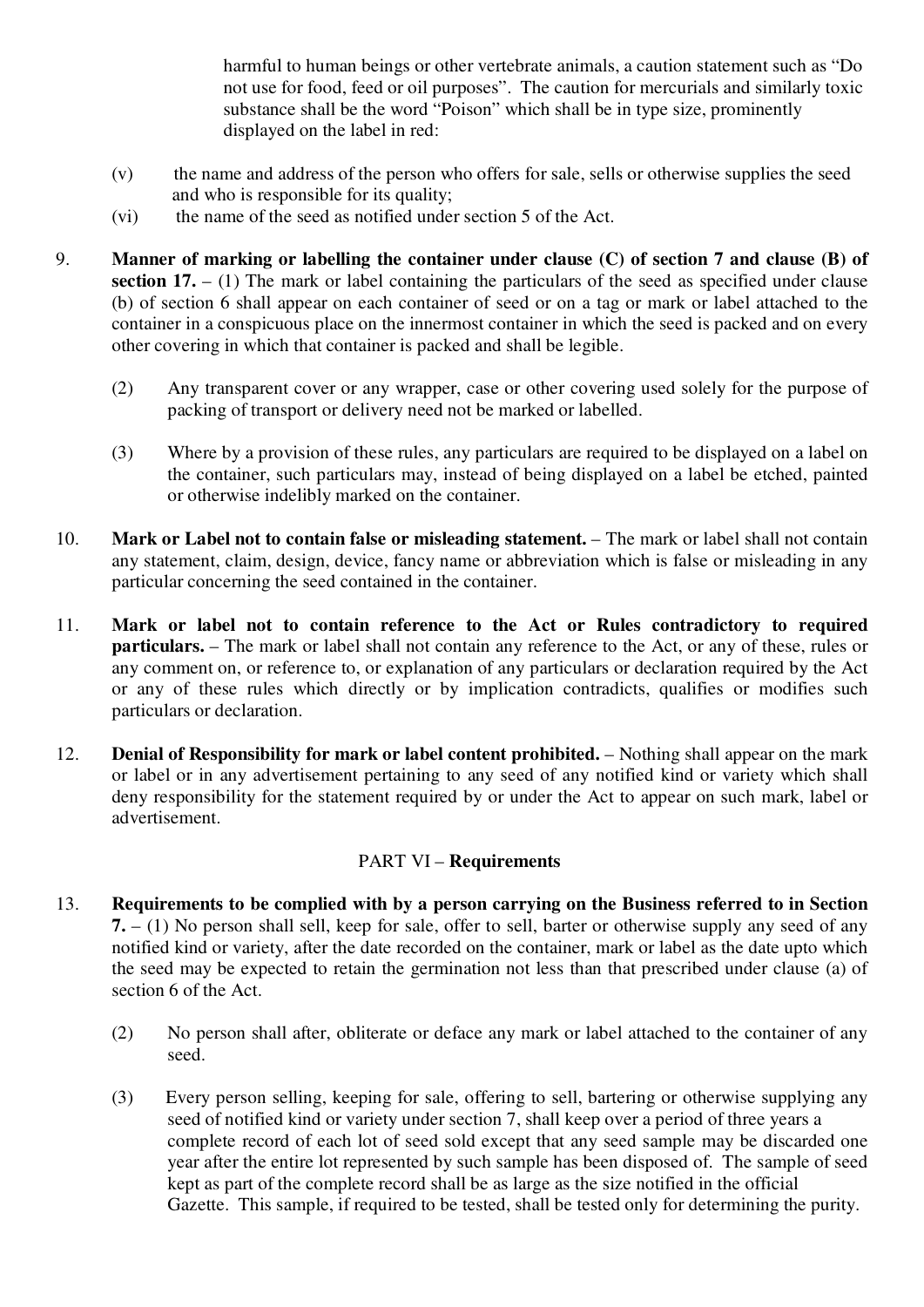harmful to human beings or other vertebrate animals, a caution statement such as "Do not use for food, feed or oil purposes". The caution for mercurials and similarly toxic substance shall be the word "Poison" which shall be in type size, prominently displayed on the label in red:

(v) the name and address of the person who offers for sale, sells or otherwise supplies the seed and who is responsible for its quality;

(vi) the name of the seed as notified under section 5 of the Act.

9. **Manner of marking or labelling the container under clause (C) of section 7 and clause (B) of section 17.** – (1) The mark or label containing the particulars of the seed as specified under clause (b) of section 6 shall appear on each container of seed or on a tag or mark or label attached to the container in a conspicuous place on the innermost container in which the seed is packed and on every other covering in which that container is packed and shall be legible.

(2) Any transparent cover or any wrapper, case or other covering used solely for the purpose of packing of transport or delivery need not be marked or labelled.

(3) Where by a provision of these rules, any particulars are required to be displayed on a label on the container, such particulars may, instead of being displayed on a label be etched, painted or otherwise indelibly marked on the container.

10. **Mark or Label not to contain false or misleading statement.** – The mark or label shall not contain any statement, claim, design, device, fancy name or abbreviation which is false or misleading in any particular concerning the seed contained in the container.

11. **Mark or label not to contain reference to the Act or Rules contradictory to required particulars.** – The mark or label shall not contain any reference to the Act, or any of these, rules or any comment on, or reference to, or explanation of any particulars or declaration required by the Act or any of these rules which directly or by implication contradicts, qualifies or modifies such particulars or declaration.

12. **Denial of Responsibility for mark or label content prohibited.** – Nothing shall appear on the mark or label or in any advertisement pertaining to any seed of any notified kind or variety which shall deny responsibility for the statement required by or under the Act to appear on such mark, label or advertisement.

## PART VI – **Requirements**

13. **Requirements to be complied with by a person carrying on the Business referred to in Section 7.** – (1) No person shall sell, keep for sale, offer to sell, barter or otherwise supply any seed of any notified kind or variety, after the date recorded on the container, mark or label as the date upto which the seed may be expected to retain the germination not less than that prescribed under clause (a) of section 6 of the Act.

(2) No person shall after, obliterate or deface any mark or label attached to the container of any seed.

(3) Every person selling, keeping for sale, offering to sell, bartering or otherwise supplying any seed of notified kind or variety under section 7, shall keep over a period of three years a complete record of each lot of seed sold except that any seed sample may be discarded one year after the entire lot represented by such sample has been disposed of. The sample of seed kept as part of the complete record shall be as large as the size notified in the official Gazette. This sample, if required to be tested, shall be tested only for determining the purity.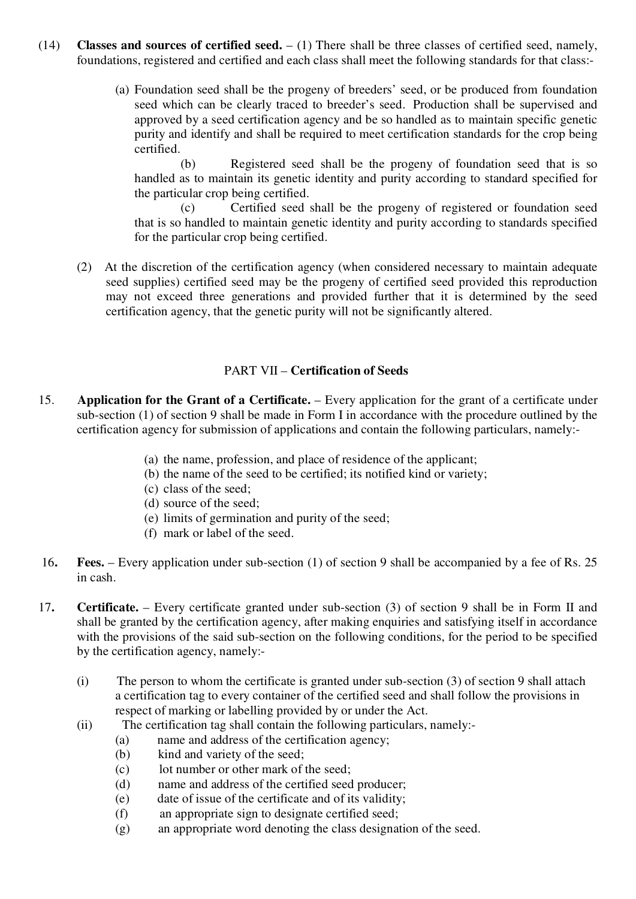(14) **Classes and sources of certified seed.** – (1) There shall be three classes of certified seed, namely, foundations, registered and certified and each class shall meet the following standards for that class:-

(a) Foundation seed shall be the progeny of breeders' seed, or be produced from foundation seed which can be clearly traced to breeder's seed. Production shall be supervised and approved by a seed certification agency and be so handled as to maintain specific genetic purity and identify and shall be required to meet certification standards for the crop being certified.

(b) Registered seed shall be the progeny of foundation seed that is so handled as to maintain its genetic identity and purity according to standard specified for the particular crop being certified.

(c) Certified seed shall be the progeny of registered or foundation seed that is so handled to maintain genetic identity and purity according to standards specified for the particular crop being certified.

(2) At the discretion of the certification agency (when considered necessary to maintain adequate seed supplies) certified seed may be the progeny of certified seed provided this reproduction may not exceed three generations and provided further that it is determined by the seed certification agency, that the genetic purity will not be significantly altered.

## PART VII – **Certification of Seeds**

15. **Application for the Grant of a Certificate.** – Every application for the grant of a certificate under sub-section (1) of section 9 shall be made in Form I in accordance with the procedure outlined by the certification agency for submission of applications and contain the following particulars, namely:-

(a) the name, profession, and place of residence of the applicant;
(b) the name of the seed to be certified; its notified kind or variety;
(c) class of the seed;
(d) source of the seed;
(e) limits of germination and purity of the seed;
(f) mark or label of the seed.

16. **Fees.** – Every application under sub-section (1) of section 9 shall be accompanied by a fee of Rs. 25 in cash.

17. **Certificate.** – Every certificate granted under sub-section (3) of section 9 shall be in Form II and shall be granted by the certification agency, after making enquiries and satisfying itself in accordance with the provisions of the said sub-section on the following conditions, for the period to be specified by the certification agency, namely:-

(i) The person to whom the certificate is granted under sub-section (3) of section 9 shall attach a certification tag to every container of the certified seed and shall follow the provisions in respect of marking or labelling provided by or under the Act.

(ii) The certification tag shall contain the following particulars, namely:-
  (a) name and address of the certification agency;
  (b) kind and variety of the seed;
  (c) lot number or other mark of the seed;
  (d) name and address of the certified seed producer;
  (e) date of issue of the certificate and of its validity;
  (f) an appropriate sign to designate certified seed;
  (g) an appropriate word denoting the class designation of the seed.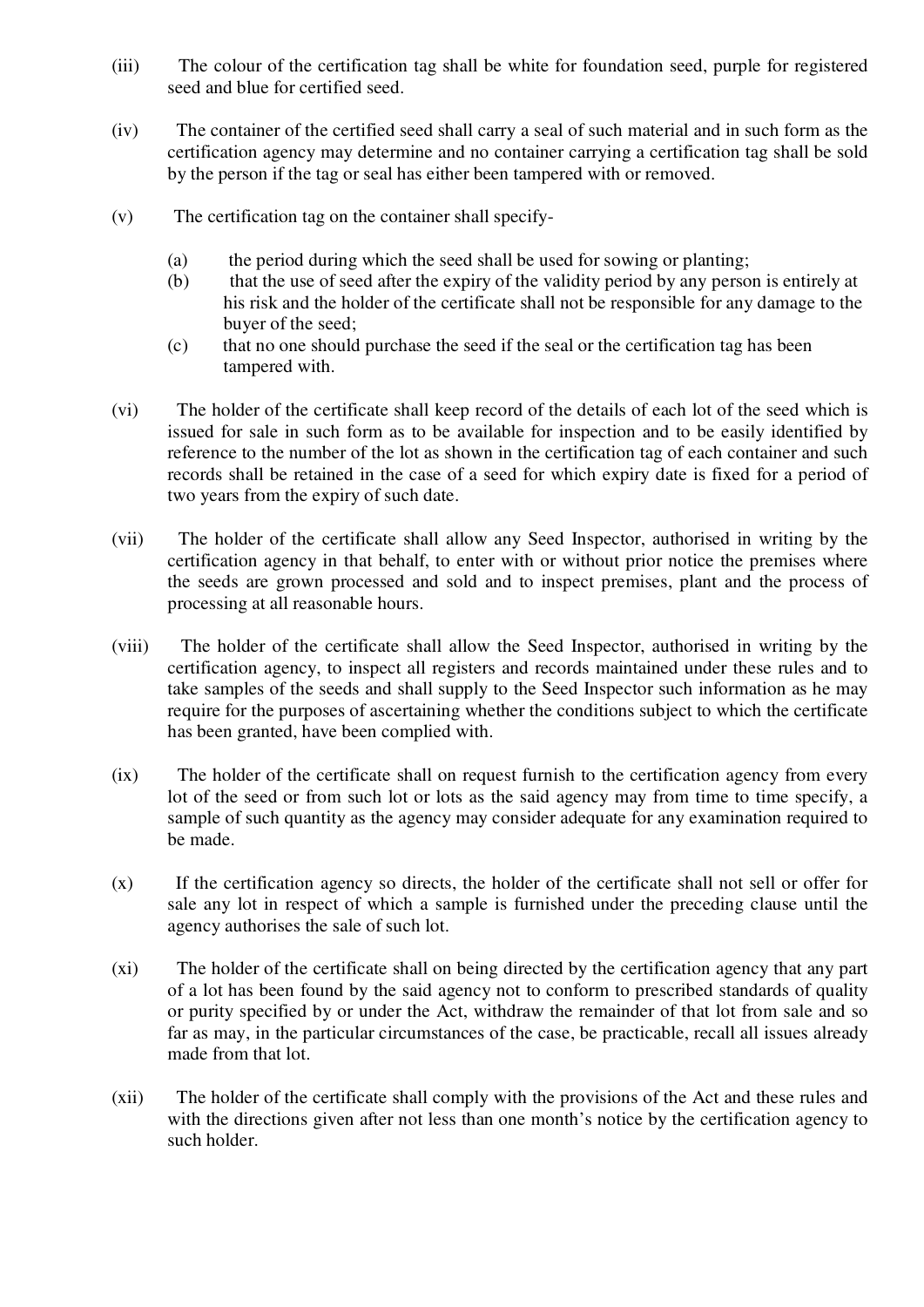(iii) The colour of the certification tag shall be white for foundation seed, purple for registered seed and blue for certified seed.

(iv) The container of the certified seed shall carry a seal of such material and in such form as the certification agency may determine and no container carrying a certification tag shall be sold by the person if the tag or seal has either been tampered with or removed.

(v) The certification tag on the container shall specify-

(a) the period during which the seed shall be used for sowing or planting;
(b) that the use of seed after the expiry of the validity period by any person is entirely at his risk and the holder of the certificate shall not be responsible for any damage to the buyer of the seed;
(c) that no one should purchase the seed if the seal or the certification tag has been tampered with.

(vi) The holder of the certificate shall keep record of the details of each lot of the seed which is issued for sale in such form as to be available for inspection and to be easily identified by reference to the number of the lot as shown in the certification tag of each container and such records shall be retained in the case of a seed for which expiry date is fixed for a period of two years from the expiry of such date.

(vii) The holder of the certificate shall allow any Seed Inspector, authorised in writing by the certification agency in that behalf, to enter with or without prior notice the premises where the seeds are grown processed and sold and to inspect premises, plant and the process of processing at all reasonable hours.

(viii) The holder of the certificate shall allow the Seed Inspector, authorised in writing by the certification agency, to inspect all registers and records maintained under these rules and to take samples of the seeds and shall supply to the Seed Inspector such information as he may require for the purposes of ascertaining whether the conditions subject to which the certificate has been granted, have been complied with.

(ix) The holder of the certificate shall on request furnish to the certification agency from every lot of the seed or from such lot or lots as the said agency may from time to time specify, a sample of such quantity as the agency may consider adequate for any examination required to be made.

(x) If the certification agency so directs, the holder of the certificate shall not sell or offer for sale any lot in respect of which a sample is furnished under the preceding clause until the agency authorises the sale of such lot.

(xi) The holder of the certificate shall on being directed by the certification agency that any part of a lot has been found by the said agency not to conform to prescribed standards of quality or purity specified by or under the Act, withdraw the remainder of that lot from sale and so far as may, in the particular circumstances of the case, be practicable, recall all issues already made from that lot.

(xii) The holder of the certificate shall comply with the provisions of the Act and these rules and with the directions given after not less than one month's notice by the certification agency to such holder.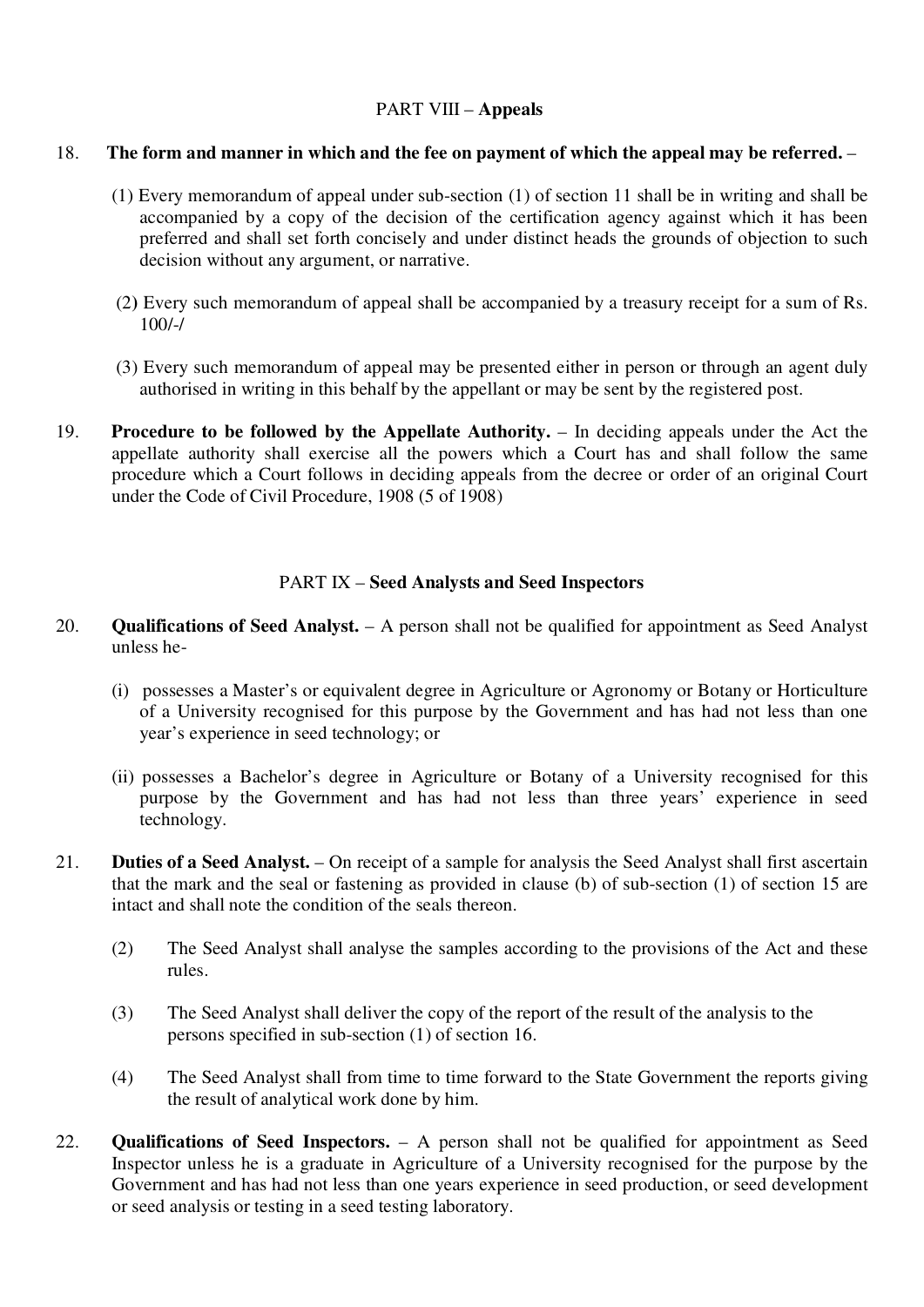## PART VIII – **Appeals**

18. **The form and manner in which and the fee on payment of which the appeal may be referred.** –

(1) Every memorandum of appeal under sub-section (1) of section 11 shall be in writing and shall be accompanied by a copy of the decision of the certification agency against which it has been preferred and shall set forth concisely and under distinct heads the grounds of objection to such decision without any argument, or narrative.

(2) Every such memorandum of appeal shall be accompanied by a treasury receipt for a sum of Rs. 100/-/

(3) Every such memorandum of appeal may be presented either in person or through an agent duly authorised in writing in this behalf by the appellant or may be sent by the registered post.

19. **Procedure to be followed by the Appellate Authority.** – In deciding appeals under the Act the appellate authority shall exercise all the powers which a Court has and shall follow the same procedure which a Court follows in deciding appeals from the decree or order of an original Court under the Code of Civil Procedure, 1908 (5 of 1908)

## PART IX – **Seed Analysts and Seed Inspectors**

20. **Qualifications of Seed Analyst.** – A person shall not be qualified for appointment as Seed Analyst unless he-

(i) possesses a Master's or equivalent degree in Agriculture or Agronomy or Botany or Horticulture of a University recognised for this purpose by the Government and has had not less than one year's experience in seed technology; or

(ii) possesses a Bachelor's degree in Agriculture or Botany of a University recognised for this purpose by the Government and has had not less than three years' experience in seed technology.

21. **Duties of a Seed Analyst.** – On receipt of a sample for analysis the Seed Analyst shall first ascertain that the mark and the seal or fastening as provided in clause (b) of sub-section (1) of section 15 are intact and shall note the condition of the seals thereon.

(2) The Seed Analyst shall analyse the samples according to the provisions of the Act and these rules.

(3) The Seed Analyst shall deliver the copy of the report of the result of the analysis to the persons specified in sub-section (1) of section 16.

(4) The Seed Analyst shall from time to time forward to the State Government the reports giving the result of analytical work done by him.

22. **Qualifications of Seed Inspectors.** – A person shall not be qualified for appointment as Seed Inspector unless he is a graduate in Agriculture of a University recognised for the purpose by the Government and has had not less than one years experience in seed production, or seed development or seed analysis or testing in a seed testing laboratory.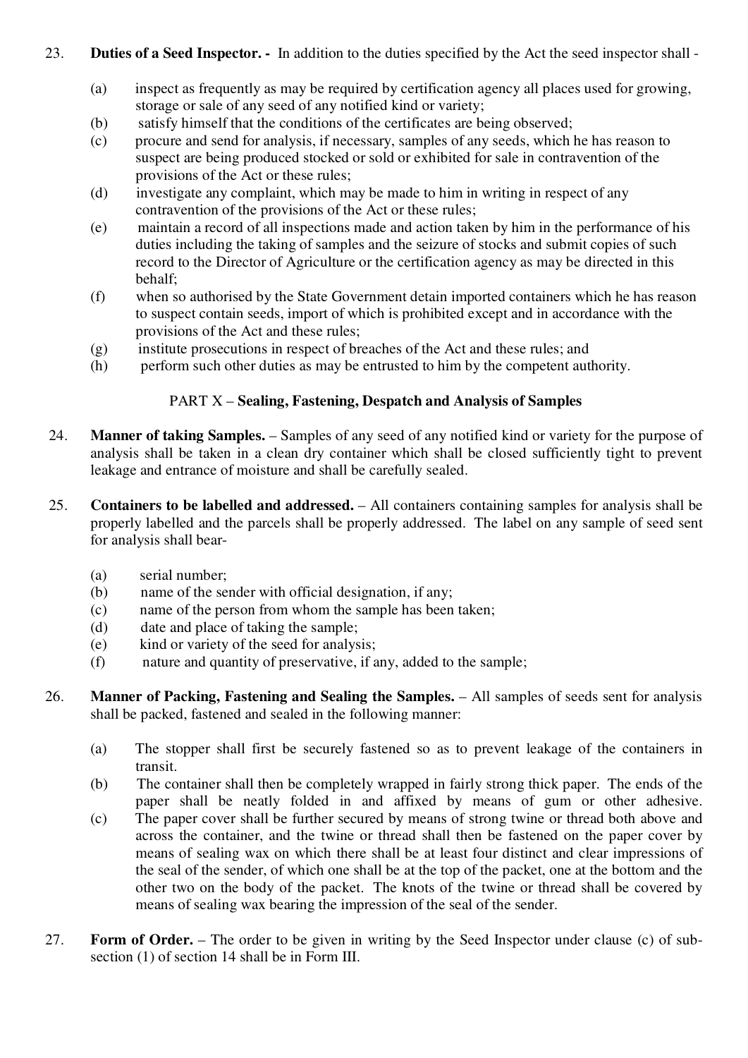23. **Duties of a Seed Inspector. -** In addition to the duties specified by the Act the seed inspector shall -

(a) inspect as frequently as may be required by certification agency all places used for growing, storage or sale of any seed of any notified kind or variety;
(b) satisfy himself that the conditions of the certificates are being observed;
(c) procure and send for analysis, if necessary, samples of any seeds, which he has reason to suspect are being produced stocked or sold or exhibited for sale in contravention of the provisions of the Act or these rules;
(d) investigate any complaint, which may be made to him in writing in respect of any contravention of the provisions of the Act or these rules;
(e) maintain a record of all inspections made and action taken by him in the performance of his duties including the taking of samples and the seizure of stocks and submit copies of such record to the Director of Agriculture or the certification agency as may be directed in this behalf;
(f) when so authorised by the State Government detain imported containers which he has reason to suspect contain seeds, import of which is prohibited except and in accordance with the provisions of the Act and these rules;
(g) institute prosecutions in respect of breaches of the Act and these rules; and
(h) perform such other duties as may be entrusted to him by the competent authority.

## PART X – Sealing, Fastening, Despatch and Analysis of Samples

24. **Manner of taking Samples.** – Samples of any seed of any notified kind or variety for the purpose of analysis shall be taken in a clean dry container which shall be closed sufficiently tight to prevent leakage and entrance of moisture and shall be carefully sealed.

25. **Containers to be labelled and addressed.** – All containers containing samples for analysis shall be properly labelled and the parcels shall be properly addressed. The label on any sample of seed sent for analysis shall bear-

(a) serial number;
(b) name of the sender with official designation, if any;
(c) name of the person from whom the sample has been taken;
(d) date and place of taking the sample;
(e) kind or variety of the seed for analysis;
(f) nature and quantity of preservative, if any, added to the sample;

26. **Manner of Packing, Fastening and Sealing the Samples.** – All samples of seeds sent for analysis shall be packed, fastened and sealed in the following manner:

(a) The stopper shall first be securely fastened so as to prevent leakage of the containers in transit.
(b) The container shall then be completely wrapped in fairly strong thick paper. The ends of the paper shall be neatly folded in and affixed by means of gum or other adhesive.
(c) The paper cover shall be further secured by means of strong twine or thread both above and across the container, and the twine or thread shall then be fastened on the paper cover by means of sealing wax on which there shall be at least four distinct and clear impressions of the seal of the sender, of which one shall be at the top of the packet, one at the bottom and the other two on the body of the packet. The knots of the twine or thread shall be covered by means of sealing wax bearing the impression of the seal of the sender.

27. **Form of Order.** – The order to be given in writing by the Seed Inspector under clause (c) of sub-section (1) of section 14 shall be in Form III.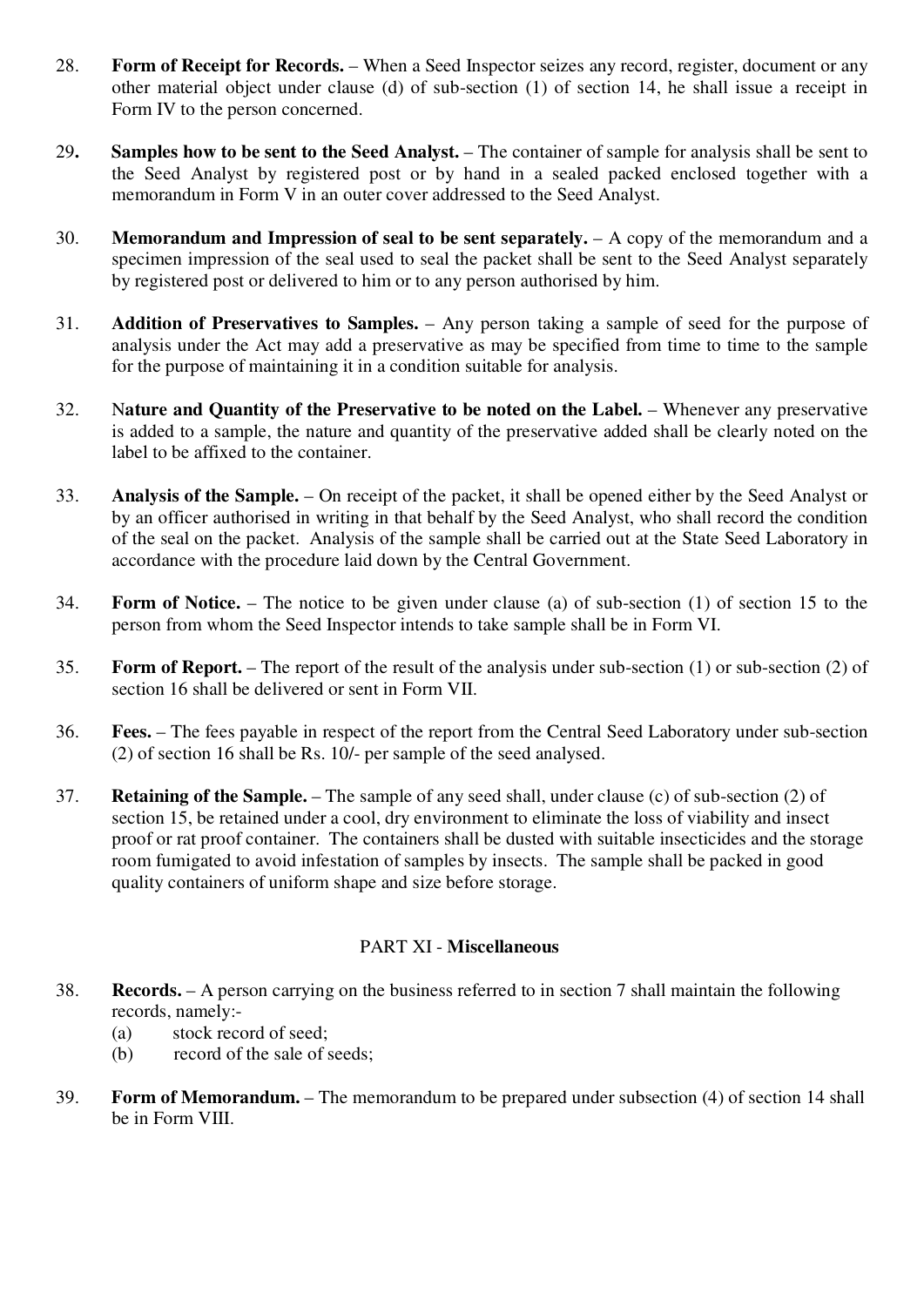28. **Form of Receipt for Records.** – When a Seed Inspector seizes any record, register, document or any other material object under clause (d) of sub-section (1) of section 14, he shall issue a receipt in Form IV to the person concerned.

29**.** **Samples how to be sent to the Seed Analyst.** – The container of sample for analysis shall be sent to the Seed Analyst by registered post or by hand in a sealed packed enclosed together with a memorandum in Form V in an outer cover addressed to the Seed Analyst.

30. **Memorandum and Impression of seal to be sent separately.** – A copy of the memorandum and a specimen impression of the seal used to seal the packet shall be sent to the Seed Analyst separately by registered post or delivered to him or to any person authorised by him.

31. **Addition of Preservatives to Samples.** – Any person taking a sample of seed for the purpose of analysis under the Act may add a preservative as may be specified from time to time to the sample for the purpose of maintaining it in a condition suitable for analysis.

32. N**ature and Quantity of the Preservative to be noted on the Label.** – Whenever any preservative is added to a sample, the nature and quantity of the preservative added shall be clearly noted on the label to be affixed to the container.

33. **Analysis of the Sample.** – On receipt of the packet, it shall be opened either by the Seed Analyst or by an officer authorised in writing in that behalf by the Seed Analyst, who shall record the condition of the seal on the packet. Analysis of the sample shall be carried out at the State Seed Laboratory in accordance with the procedure laid down by the Central Government.

34. **Form of Notice.** – The notice to be given under clause (a) of sub-section (1) of section 15 to the person from whom the Seed Inspector intends to take sample shall be in Form VI.

35. **Form of Report.** – The report of the result of the analysis under sub-section (1) or sub-section (2) of section 16 shall be delivered or sent in Form VII.

36. **Fees.** – The fees payable in respect of the report from the Central Seed Laboratory under sub-section (2) of section 16 shall be Rs. 10/- per sample of the seed analysed.

37. **Retaining of the Sample.** – The sample of any seed shall, under clause (c) of sub-section (2) of section 15, be retained under a cool, dry environment to eliminate the loss of viability and insect proof or rat proof container. The containers shall be dusted with suitable insecticides and the storage room fumigated to avoid infestation of samples by insects. The sample shall be packed in good quality containers of uniform shape and size before storage.

## PART XI - **Miscellaneous**

38. **Records.** – A person carrying on the business referred to in section 7 shall maintain the following records, namely:-
    (a) stock record of seed;
    (b) record of the sale of seeds;

39. **Form of Memorandum.** – The memorandum to be prepared under subsection (4) of section 14 shall be in Form VIII.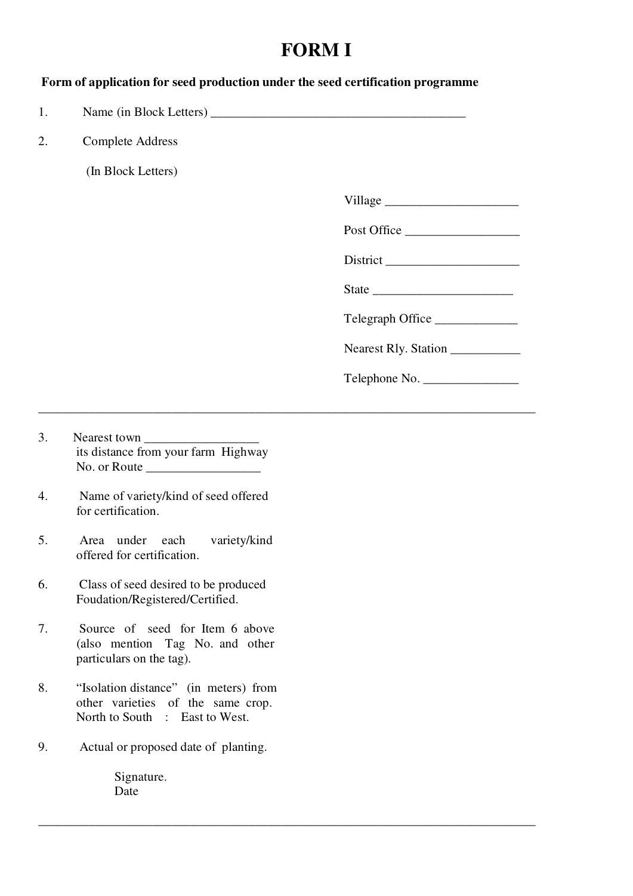# FORM I

**Form of application for seed production under the seed certification programme**

1. Name (in Block Letters) ________________________________________

2. Complete Address

   (In Block Letters)

   Village ____________________

   Post Office _________________

   District ____________________

   State _____________________

   Telegraph Office ____________

   Nearest Rly. Station __________

   Telephone No. ______________

---

3. Nearest town _________________
   its distance from your farm Highway No. or Route _________________

4. Name of variety/kind of seed offered for certification.

5. Area under each variety/kind offered for certification.

6. Class of seed desired to be produced Foudation/Registered/Certified.

7. Source of seed for Item 6 above (also mention Tag No. and other particulars on the tag).

8. "Isolation distance" (in meters) from other varieties of the same crop. North to South : East to West.

9. Actual or proposed date of planting.

   Signature.
   Date

---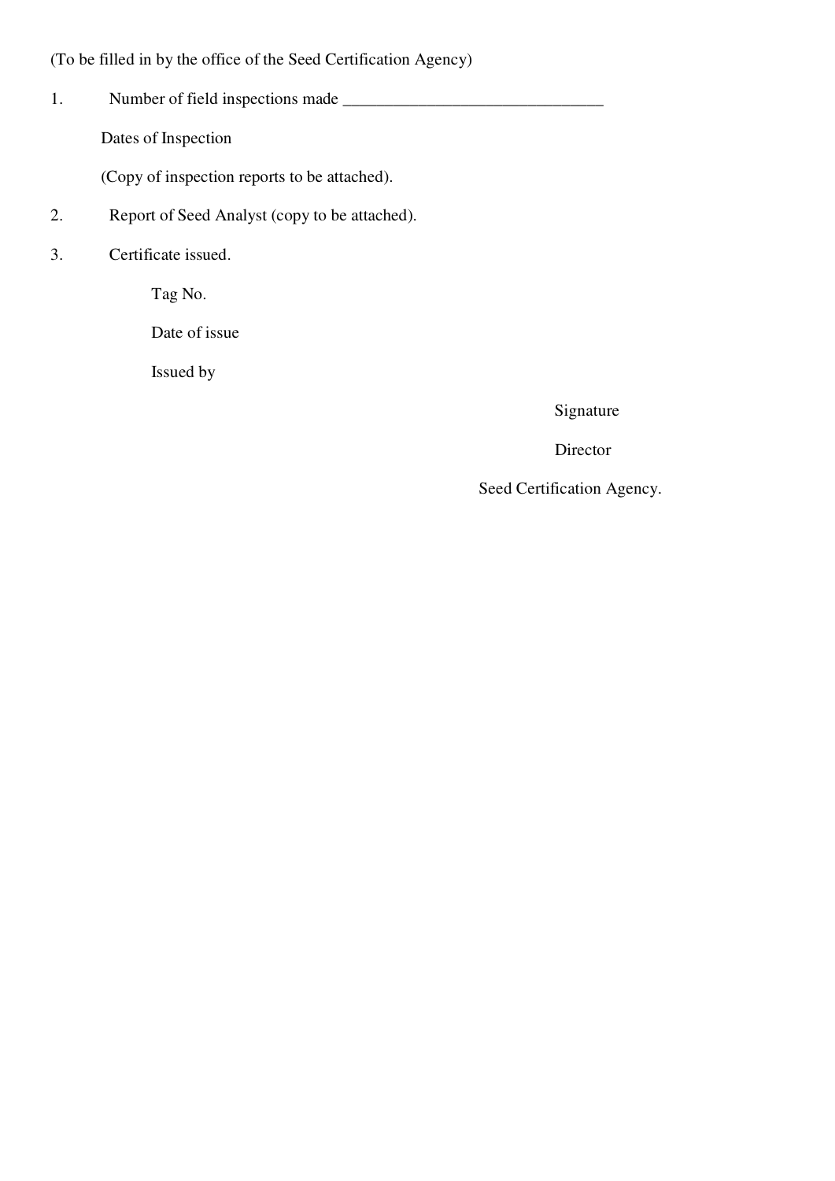(To be filled in by the office of the Seed Certification Agency)

1. Number of field inspections made _______________________________

   Dates of Inspection

   (Copy of inspection reports to be attached).

2. Report of Seed Analyst (copy to be attached).

3. Certificate issued.

   Tag No.

   Date of issue

   Issued by

Signature

Director

Seed Certification Agency.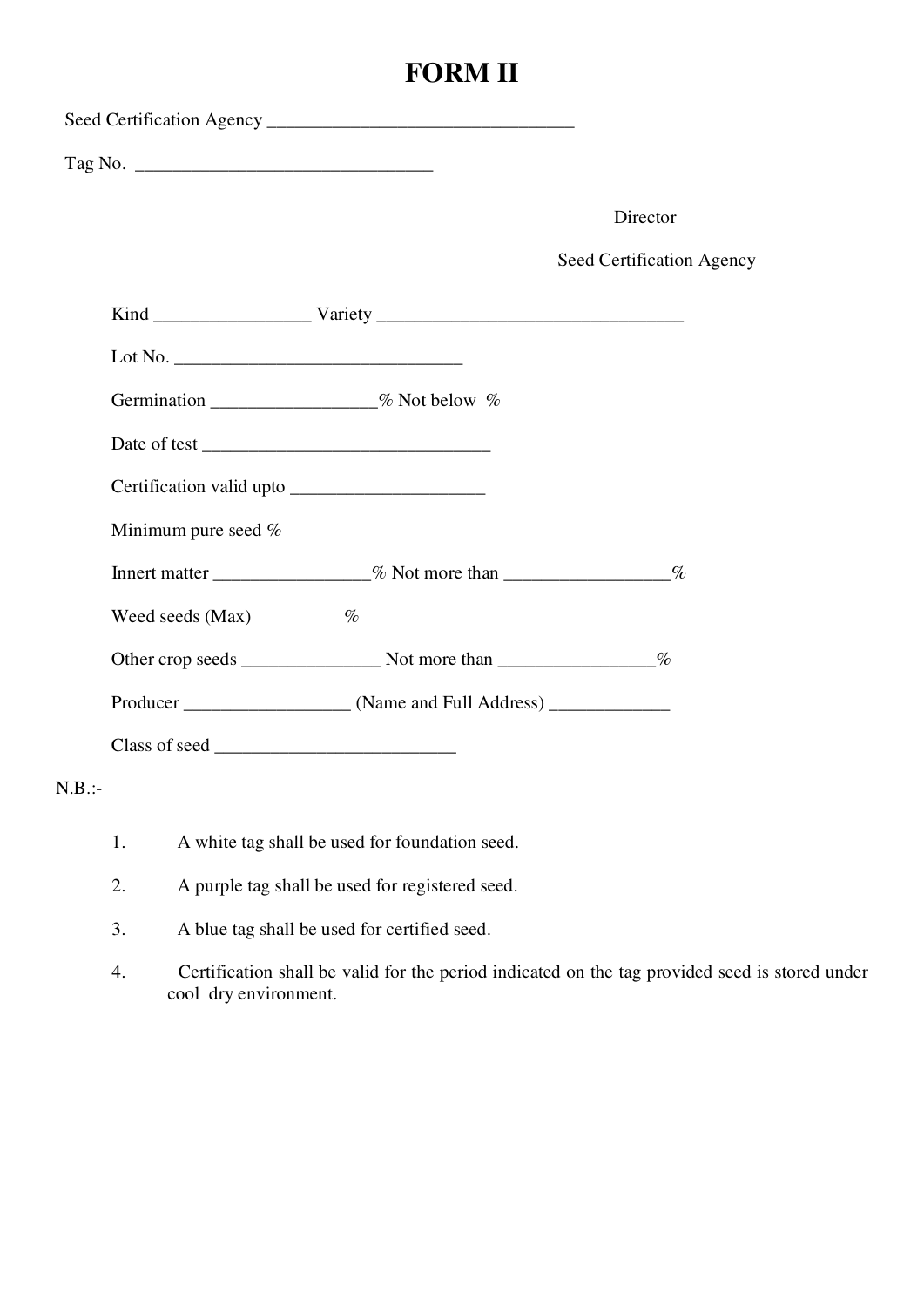# FORM II

Seed Certification Agency _________________________________

Tag No. ________________________________

Director

Seed Certification Agency

Kind ________________ Variety _________________________________

Lot No. ______________________________

Germination _________________% Not below %

Date of test ______________________________

Certification valid upto ____________________

Minimum pure seed %

Innert matter ________________% Not more than _________________%

Weed seeds (Max) %

Other crop seeds _______________ Not more than ________________%

Producer _________________ (Name and Full Address) _____________

Class of seed __________________________

N.B.:-

1. A white tag shall be used for foundation seed.
2. A purple tag shall be used for registered seed.
3. A blue tag shall be used for certified seed.
4. Certification shall be valid for the period indicated on the tag provided seed is stored under cool dry environment.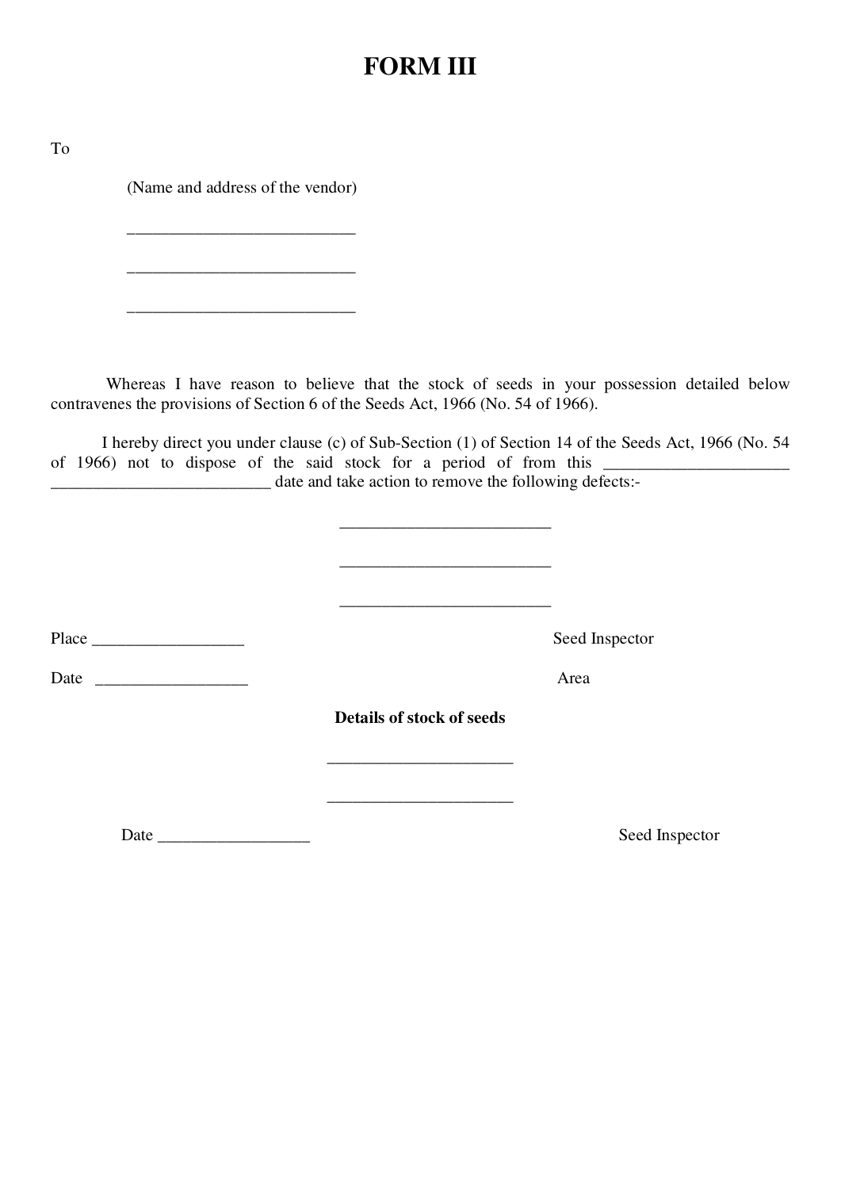# FORM III

To

(Name and address of the vendor)

___________________________

___________________________

___________________________

Whereas I have reason to believe that the stock of seeds in your possession detailed below contravenes the provisions of Section 6 of the Seeds Act, 1966 (No. 54 of 1966).

I hereby direct you under clause (c) of Sub-Section (1) of Section 14 of the Seeds Act, 1966 (No. 54 of 1966) not to dispose of the said stock for a period of from this ______________________ __________________________ date and take action to remove the following defects:-

_________________________

_________________________

_________________________

Place __________________ Seed Inspector

Date __________________ Area

**Details of stock of seeds**

______________________

______________________

Date __________________ Seed Inspector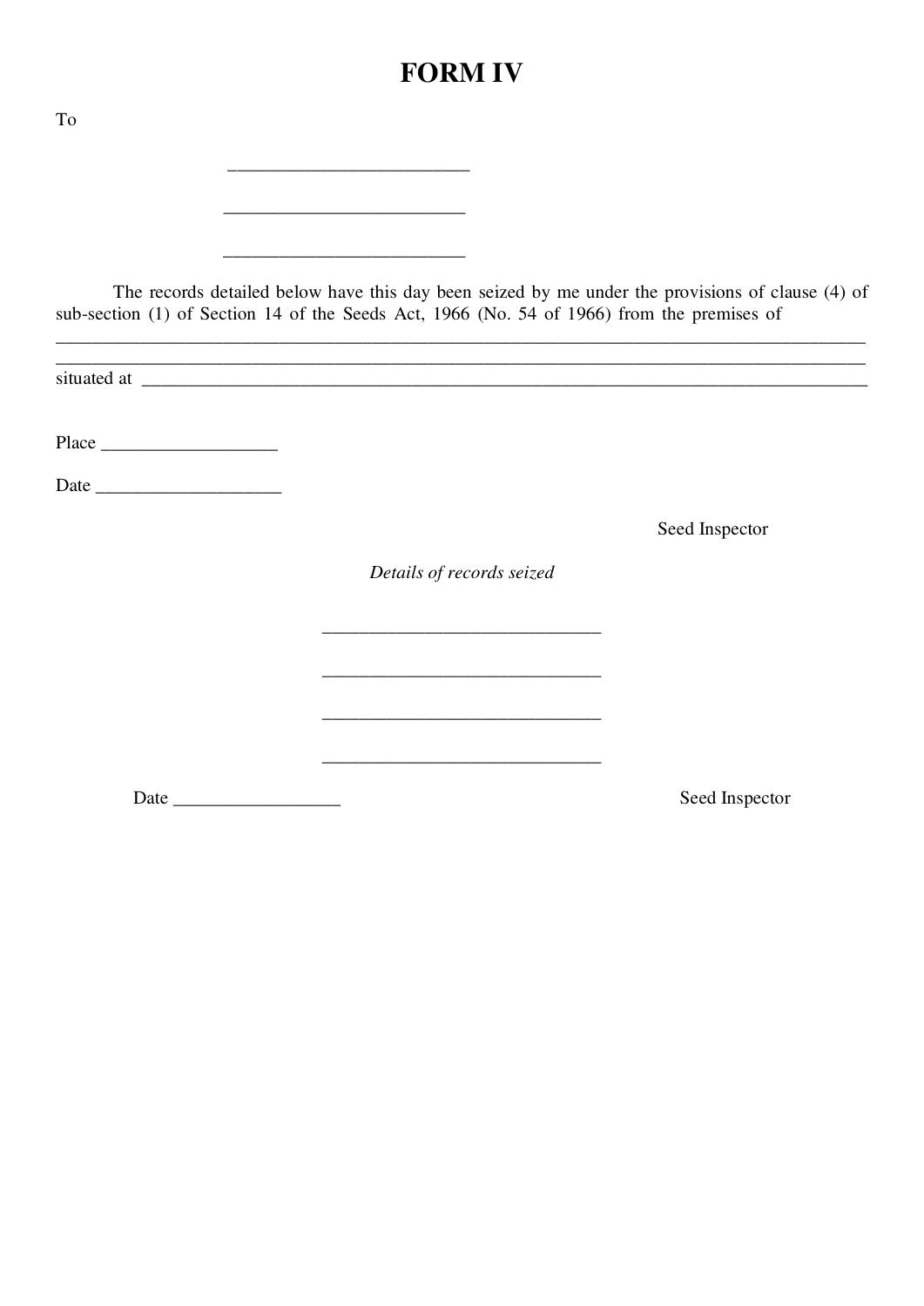# FORM IV

To

\_\_\_\_\_\_\_\_\_\_\_\_\_\_\_\_\_\_\_\_\_\_\_\_\_\_

\_\_\_\_\_\_\_\_\_\_\_\_\_\_\_\_\_\_\_\_\_\_\_\_\_\_

\_\_\_\_\_\_\_\_\_\_\_\_\_\_\_\_\_\_\_\_\_\_\_\_\_\_

The records detailed below have this day been seized by me under the provisions of clause (4) of sub-section (1) of Section 14 of the Seeds Act, 1966 (No. 54 of 1966) from the premises of \_\_\_\_\_\_\_\_\_\_\_\_\_\_\_\_\_\_\_\_\_\_\_\_\_\_\_\_\_\_\_\_\_\_\_\_\_\_\_\_\_\_\_\_\_\_\_\_\_\_\_\_\_\_\_\_\_\_\_\_\_\_\_\_\_\_\_\_\_\_\_\_\_\_\_\_\_\_\_\_\_\_\_\_\_\_\_\_\_\_\_\_\_\_\_\_\_\_\_\_\_\_\_\_\_\_\_\_\_\_\_\_\_\_\_\_\_\_\_\_\_\_\_\_\_\_\_\_\_\_\_\_\_\_\_\_\_\_\_\_\_\_\_\_\_\_\_\_\_\_\_\_\_\_\_\_\_\_\_\_\_\_\_\_\_\_\_\_\_\_\_\_\_\_\_\_\_\_\_\_\_\_\_\_\_\_\_\_\_\_\_\_\_\_\_\_\_\_\_\_\_\_\_\_\_\_\_\_\_\_\_\_\_\_\_\_\_\_\_\_\_ situated at \_\_\_\_\_\_\_\_\_\_\_\_\_\_\_\_\_\_\_\_\_\_\_\_\_\_\_\_\_\_\_\_\_\_\_\_\_\_\_\_\_\_\_\_\_\_\_\_\_\_\_\_\_\_\_\_\_\_\_\_\_\_\_\_\_\_\_\_\_\_\_\_\_\_\_\_\_\_\_\_

Place \_\_\_\_\_\_\_\_\_\_\_\_\_\_\_\_\_\_\_

Date \_\_\_\_\_\_\_\_\_\_\_\_\_\_\_\_\_\_\_\_

Seed Inspector

*Details of records seized*

\_\_\_\_\_\_\_\_\_\_\_\_\_\_\_\_\_\_\_\_\_\_\_\_\_\_\_\_\_\_

\_\_\_\_\_\_\_\_\_\_\_\_\_\_\_\_\_\_\_\_\_\_\_\_\_\_\_\_\_\_

\_\_\_\_\_\_\_\_\_\_\_\_\_\_\_\_\_\_\_\_\_\_\_\_\_\_\_\_\_\_

\_\_\_\_\_\_\_\_\_\_\_\_\_\_\_\_\_\_\_\_\_\_\_\_\_\_\_\_\_\_

Date \_\_\_\_\_\_\_\_\_\_\_\_\_\_\_\_\_\_

Seed Inspector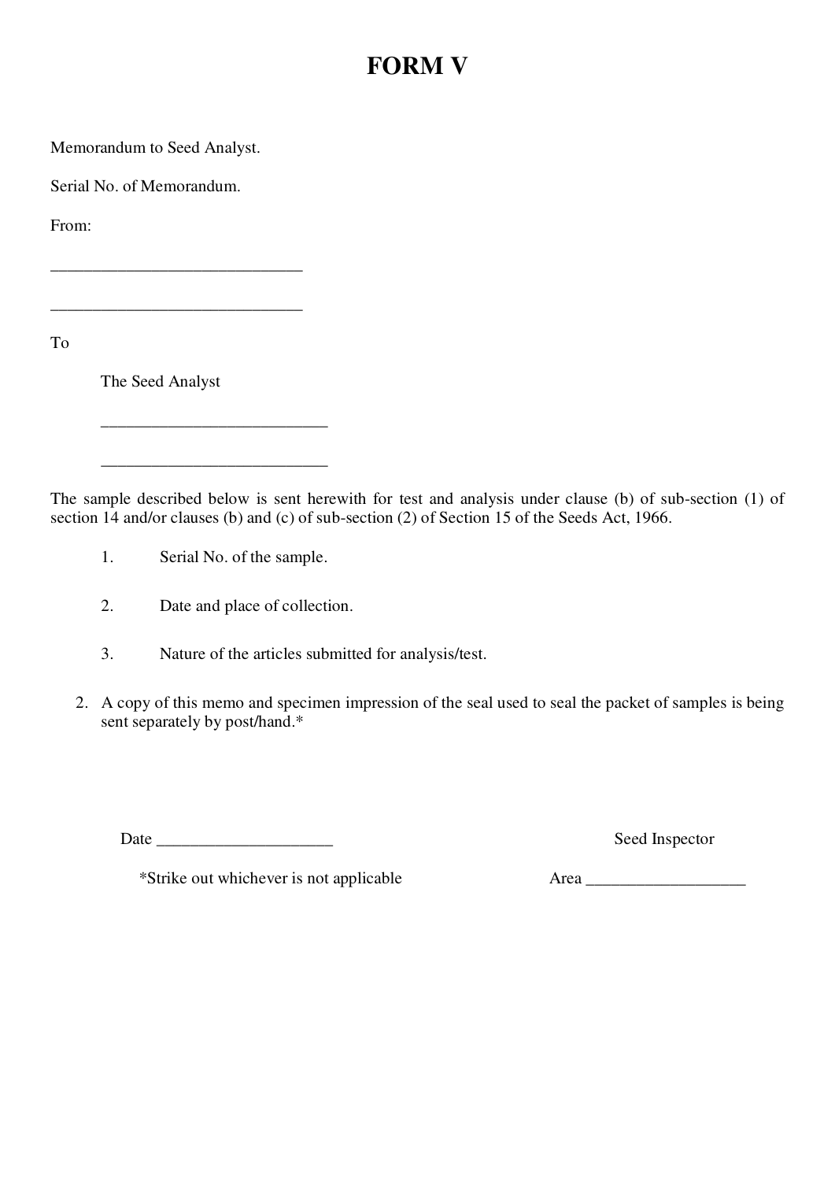# FORM V

Memorandum to Seed Analyst.

Serial No. of Memorandum.

From:

______________________________

______________________________

To

The Seed Analyst

___________________________

___________________________

The sample described below is sent herewith for test and analysis under clause (b) of sub-section (1) of section 14 and/or clauses (b) and (c) of sub-section (2) of Section 15 of the Seeds Act, 1966.

1. Serial No. of the sample.

2. Date and place of collection.

3. Nature of the articles submitted for analysis/test.

2. A copy of this memo and specimen impression of the seal used to seal the packet of samples is being sent separately by post/hand.*

Date _____________________

Seed Inspector

*Strike out whichever is not applicable

Area ___________________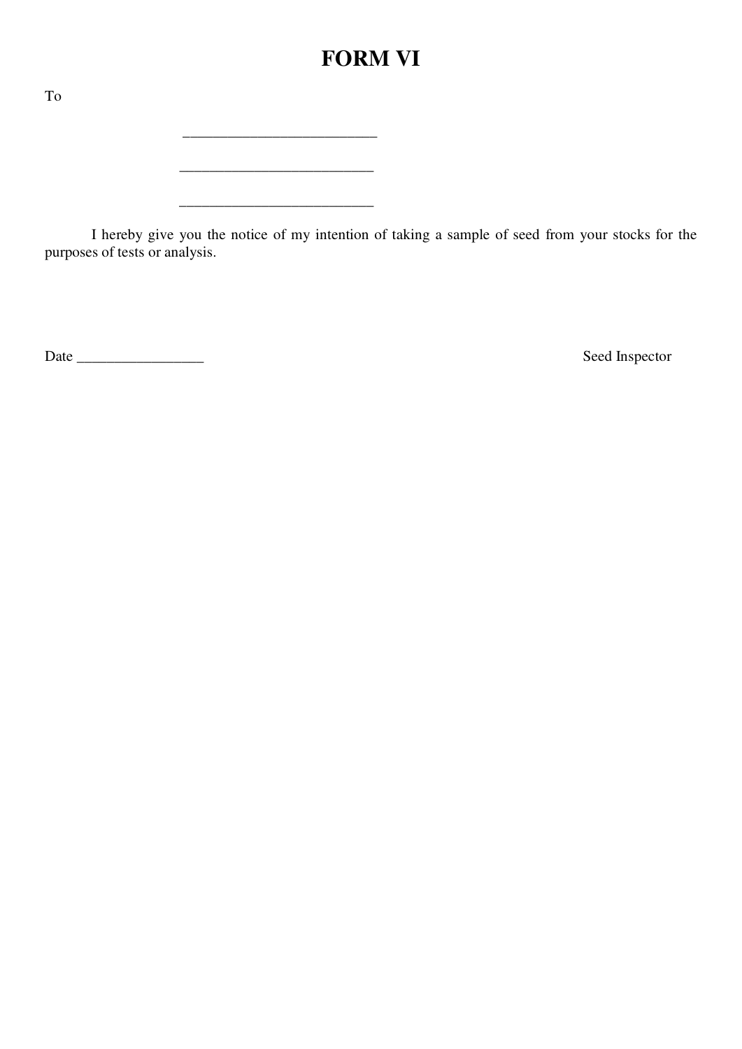# FORM VI

To

__________________________

__________________________

__________________________

I hereby give you the notice of my intention of taking a sample of seed from your stocks for the purposes of tests or analysis.

Date _________________ Seed Inspector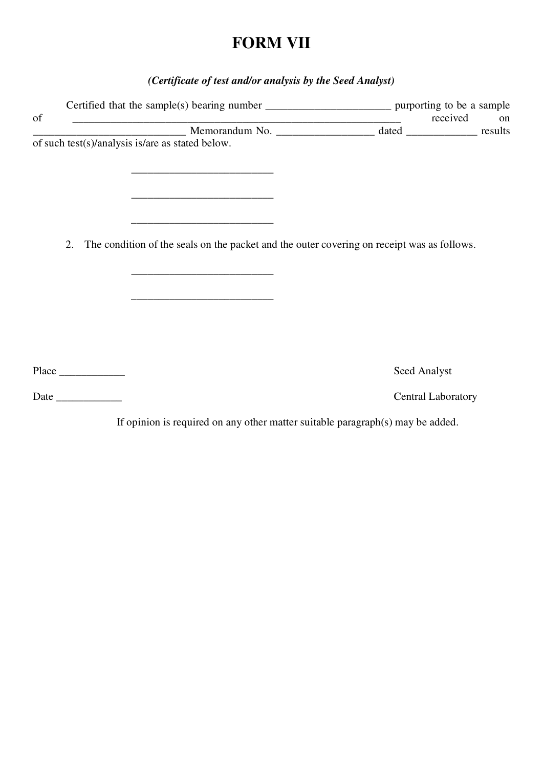# FORM VII

***(Certificate of test and/or analysis by the Seed Analyst)***

Certified that the sample(s) bearing number _______________________ purporting to be a sample of _____________________________________________________________ received on ____________________________ Memorandum No. _________________ dated _____________ results of such test(s)/analysis is/are as stated below.

__________________________

__________________________

__________________________

2. The condition of the seals on the packet and the outer covering on receipt was as follows.

__________________________

__________________________

Place ____________ Seed Analyst

Date ____________ Central Laboratory

If opinion is required on any other matter suitable paragraph(s) may be added.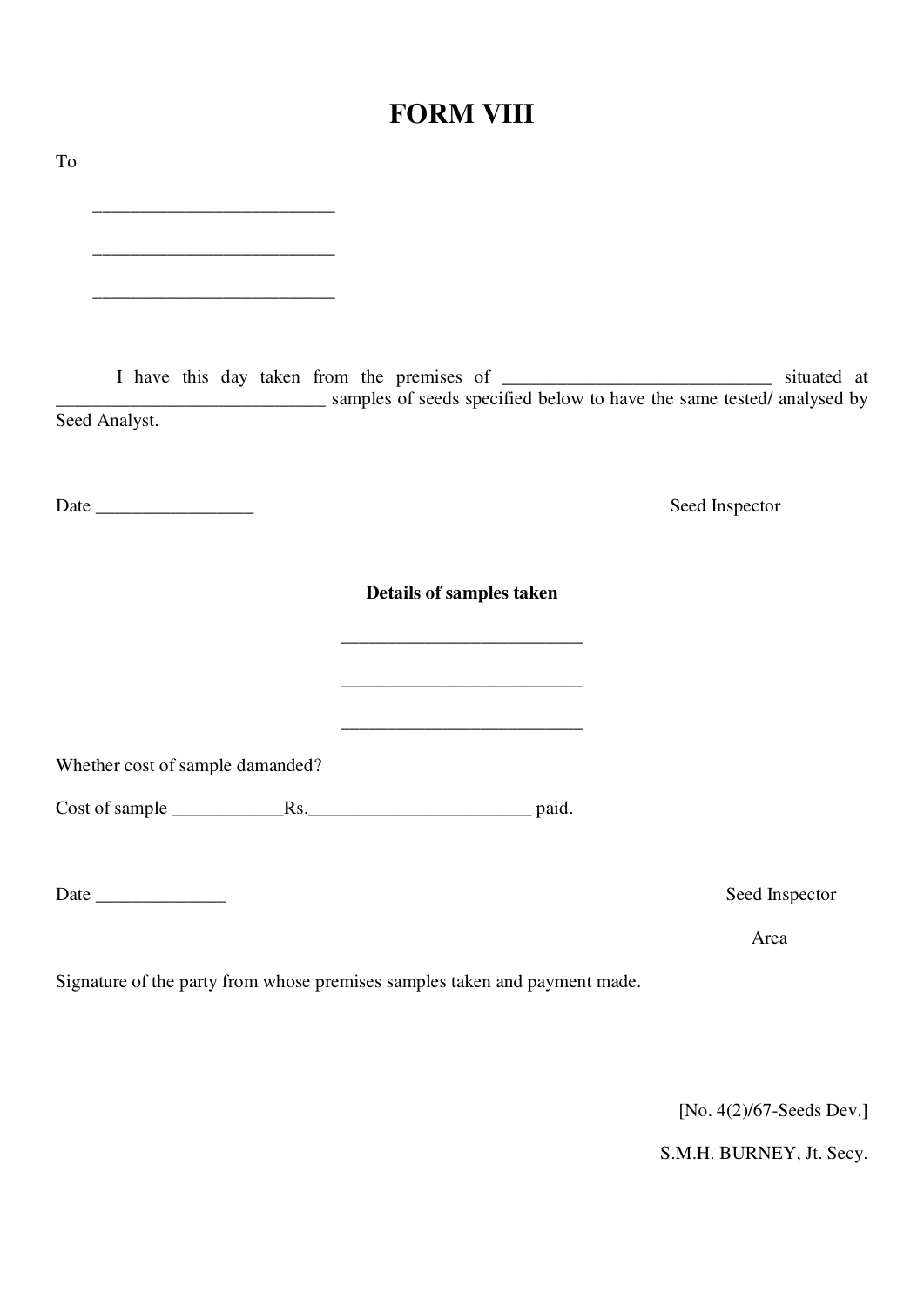# FORM VIII

To

__________________________

__________________________

__________________________

I have this day taken from the premises of _____________________________ situated at _____________________________ samples of seeds specified below to have the same tested/ analysed by Seed Analyst.

Date _________________ Seed Inspector

**Details of samples taken**

__________________________

__________________________

__________________________

Whether cost of sample damanded?

Cost of sample ____________Rs.________________________ paid.

Date ______________ Seed Inspector

Area

Signature of the party from whose premises samples taken and payment made.

[No. 4(2)/67-Seeds Dev.]

S.M.H. BURNEY, Jt. Secy.